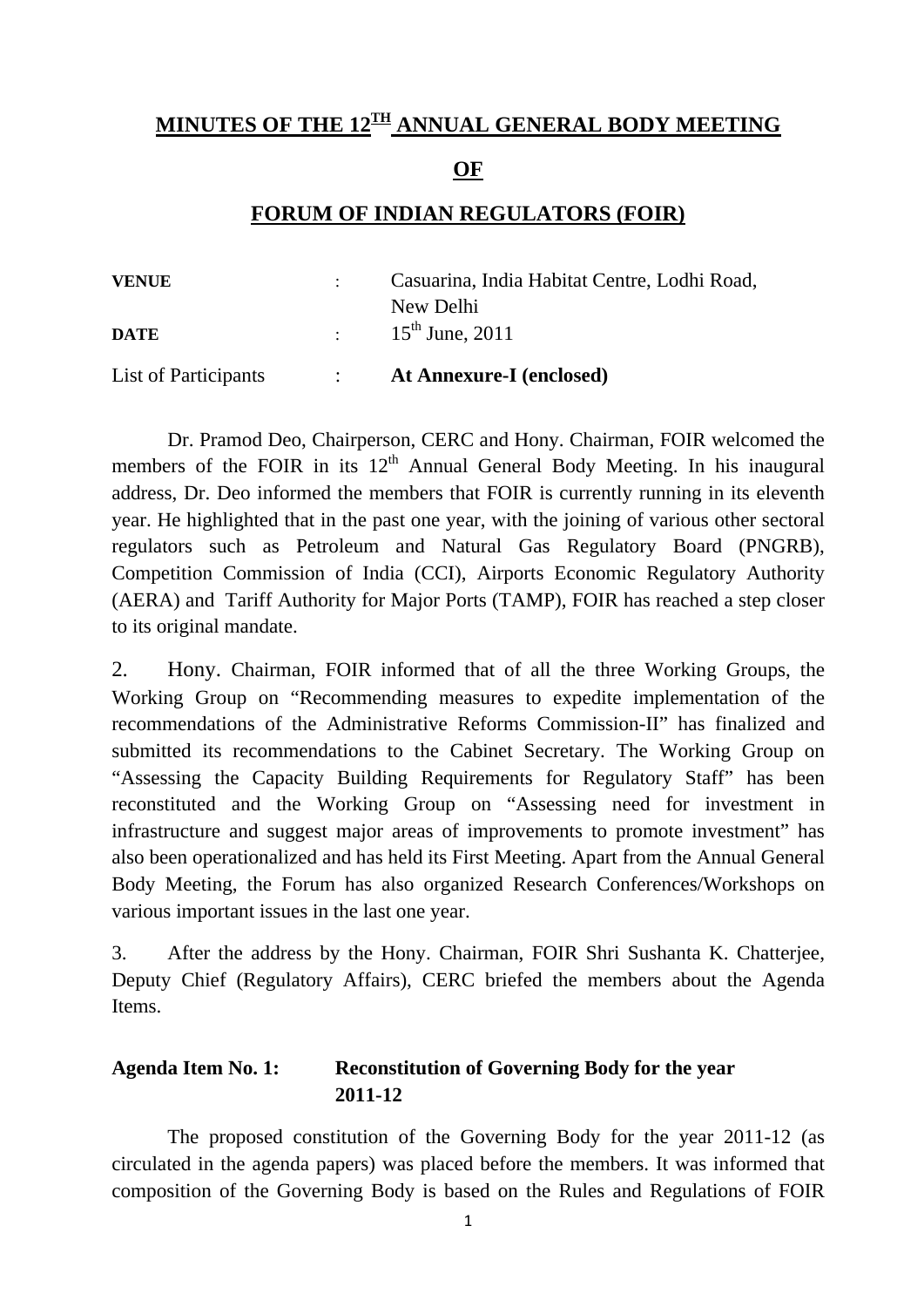# MINUTES OF THE 12TH ANNUAL GENERAL BODY MEETING

## OF

## FORUM OF INDIAN REGULATORS (FOIR)

| | | |
|---|---|---|
| **VENUE** | : | Casuarina, India Habitat Centre, Lodhi Road, New Delhi |
| **DATE** | : | 15th June, 2011 |
| List of Participants | : | **At Annexure-I (enclosed)** |

Dr. Pramod Deo, Chairperson, CERC and Hony. Chairman, FOIR welcomed the members of the FOIR in its 12th Annual General Body Meeting. In his inaugural address, Dr. Deo informed the members that FOIR is currently running in its eleventh year. He highlighted that in the past one year, with the joining of various other sectoral regulators such as Petroleum and Natural Gas Regulatory Board (PNGRB), Competition Commission of India (CCI), Airports Economic Regulatory Authority (AERA) and Tariff Authority for Major Ports (TAMP), FOIR has reached a step closer to its original mandate.

2. Hony. Chairman, FOIR informed that of all the three Working Groups, the Working Group on "Recommending measures to expedite implementation of the recommendations of the Administrative Reforms Commission-II" has finalized and submitted its recommendations to the Cabinet Secretary. The Working Group on "Assessing the Capacity Building Requirements for Regulatory Staff" has been reconstituted and the Working Group on "Assessing need for investment in infrastructure and suggest major areas of improvements to promote investment" has also been operationalized and has held its First Meeting. Apart from the Annual General Body Meeting, the Forum has also organized Research Conferences/Workshops on various important issues in the last one year.

3. After the address by the Hony. Chairman, FOIR Shri Sushanta K. Chatterjee, Deputy Chief (Regulatory Affairs), CERC briefed the members about the Agenda Items.

### Agenda Item No. 1: Reconstitution of Governing Body for the year 2011-12

The proposed constitution of the Governing Body for the year 2011-12 (as circulated in the agenda papers) was placed before the members. It was informed that composition of the Governing Body is based on the Rules and Regulations of FOIR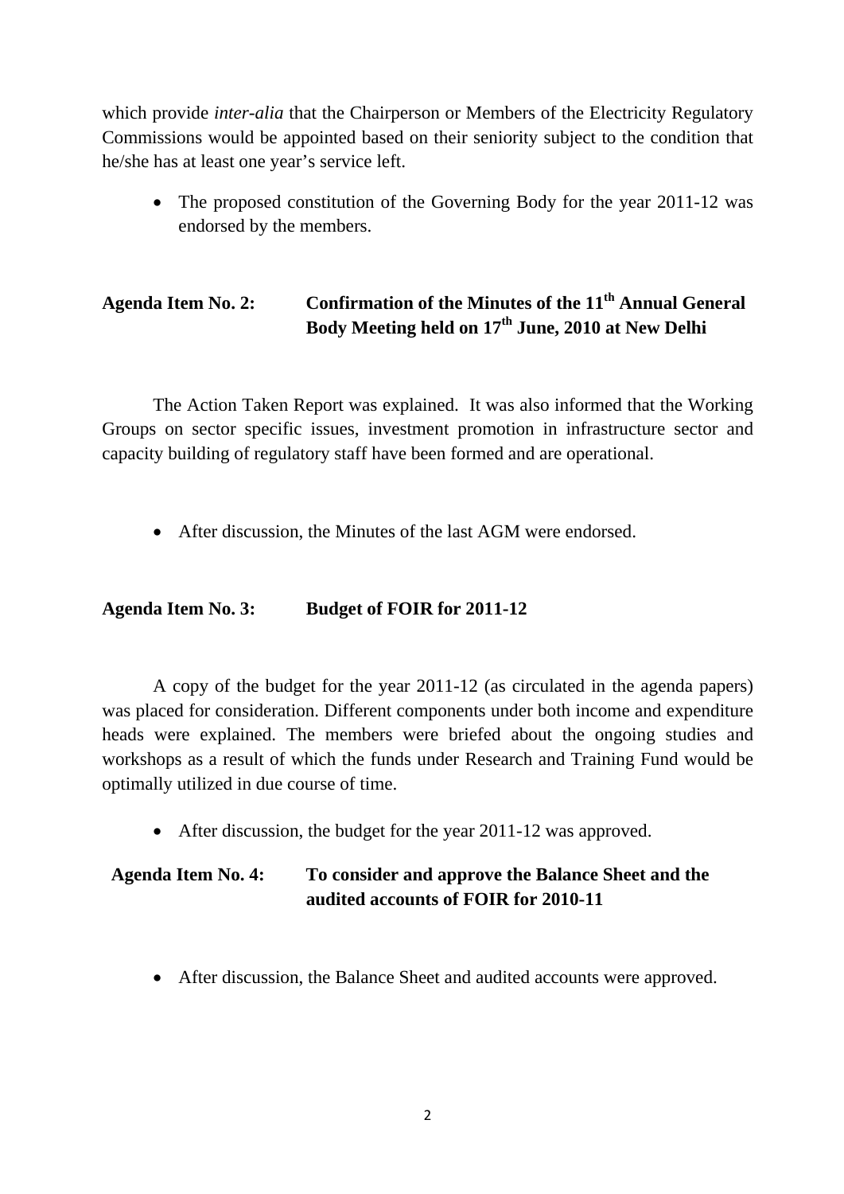which provide *inter-alia* that the Chairperson or Members of the Electricity Regulatory Commissions would be appointed based on their seniority subject to the condition that he/she has at least one year's service left.

- The proposed constitution of the Governing Body for the year 2011-12 was endorsed by the members.

## Agenda Item No. 2: Confirmation of the Minutes of the 11th Annual General Body Meeting held on 17th June, 2010 at New Delhi

The Action Taken Report was explained. It was also informed that the Working Groups on sector specific issues, investment promotion in infrastructure sector and capacity building of regulatory staff have been formed and are operational.

- After discussion, the Minutes of the last AGM were endorsed.

## Agenda Item No. 3: Budget of FOIR for 2011-12

A copy of the budget for the year 2011-12 (as circulated in the agenda papers) was placed for consideration. Different components under both income and expenditure heads were explained. The members were briefed about the ongoing studies and workshops as a result of which the funds under Research and Training Fund would be optimally utilized in due course of time.

- After discussion, the budget for the year 2011-12 was approved.

## Agenda Item No. 4: To consider and approve the Balance Sheet and the audited accounts of FOIR for 2010-11

- After discussion, the Balance Sheet and audited accounts were approved.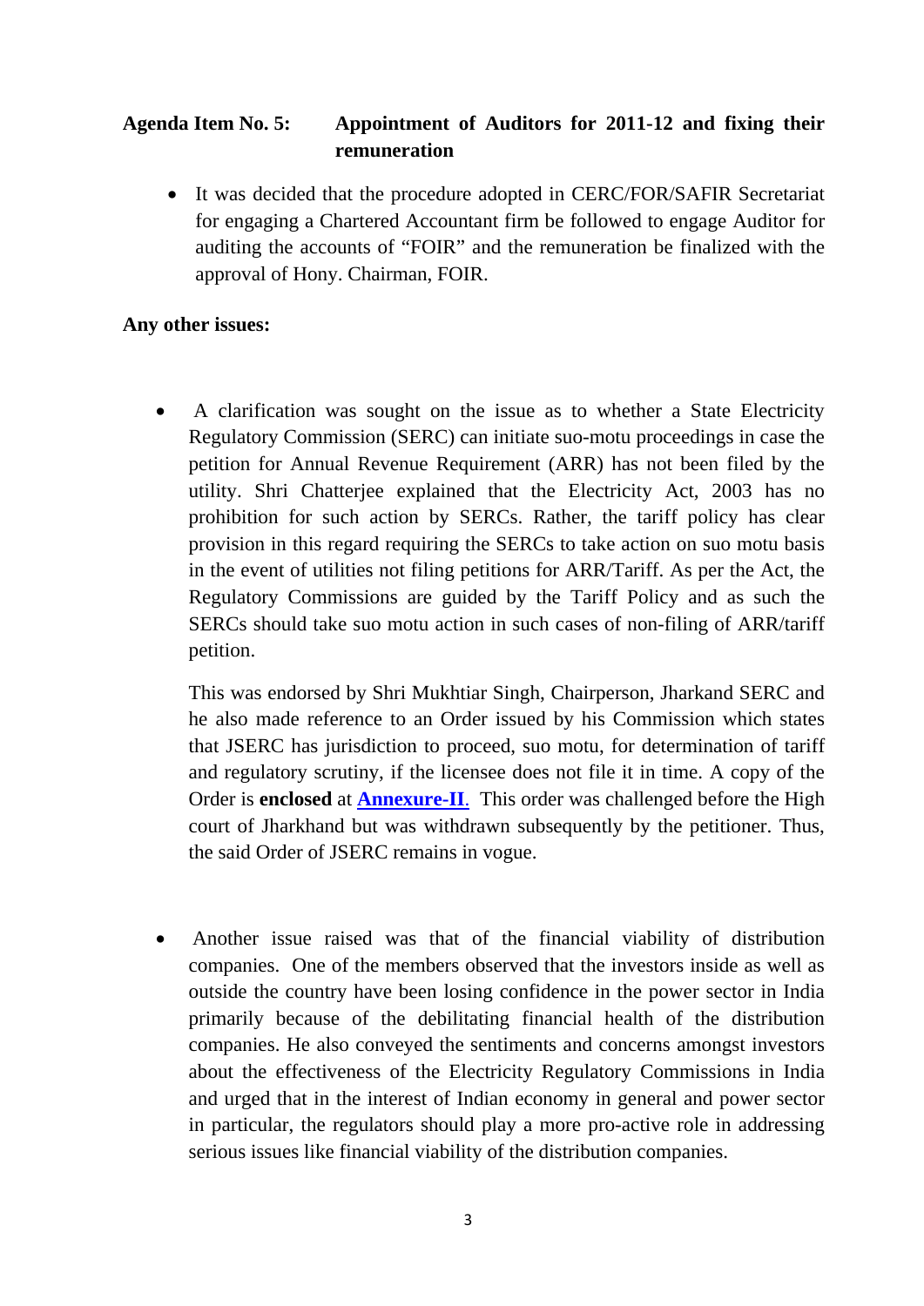**Agenda Item No. 5: Appointment of Auditors for 2011-12 and fixing their remuneration**

- It was decided that the procedure adopted in CERC/FOR/SAFIR Secretariat for engaging a Chartered Accountant firm be followed to engage Auditor for auditing the accounts of "FOIR" and the remuneration be finalized with the approval of Hony. Chairman, FOIR.

**Any other issues:**

- A clarification was sought on the issue as to whether a State Electricity Regulatory Commission (SERC) can initiate suo-motu proceedings in case the petition for Annual Revenue Requirement (ARR) has not been filed by the utility. Shri Chatterjee explained that the Electricity Act, 2003 has no prohibition for such action by SERCs. Rather, the tariff policy has clear provision in this regard requiring the SERCs to take action on suo motu basis in the event of utilities not filing petitions for ARR/Tariff. As per the Act, the Regulatory Commissions are guided by the Tariff Policy and as such the SERCs should take suo motu action in such cases of non-filing of ARR/tariff petition.

  This was endorsed by Shri Mukhtiar Singh, Chairperson, Jharkand SERC and he also made reference to an Order issued by his Commission which states that JSERC has jurisdiction to proceed, suo motu, for determination of tariff and regulatory scrutiny, if the licensee does not file it in time. A copy of the Order is **enclosed** at **Annexure-II**. This order was challenged before the High court of Jharkhand but was withdrawn subsequently by the petitioner. Thus, the said Order of JSERC remains in vogue.

- Another issue raised was that of the financial viability of distribution companies. One of the members observed that the investors inside as well as outside the country have been losing confidence in the power sector in India primarily because of the debilitating financial health of the distribution companies. He also conveyed the sentiments and concerns amongst investors about the effectiveness of the Electricity Regulatory Commissions in India and urged that in the interest of Indian economy in general and power sector in particular, the regulators should play a more pro-active role in addressing serious issues like financial viability of the distribution companies.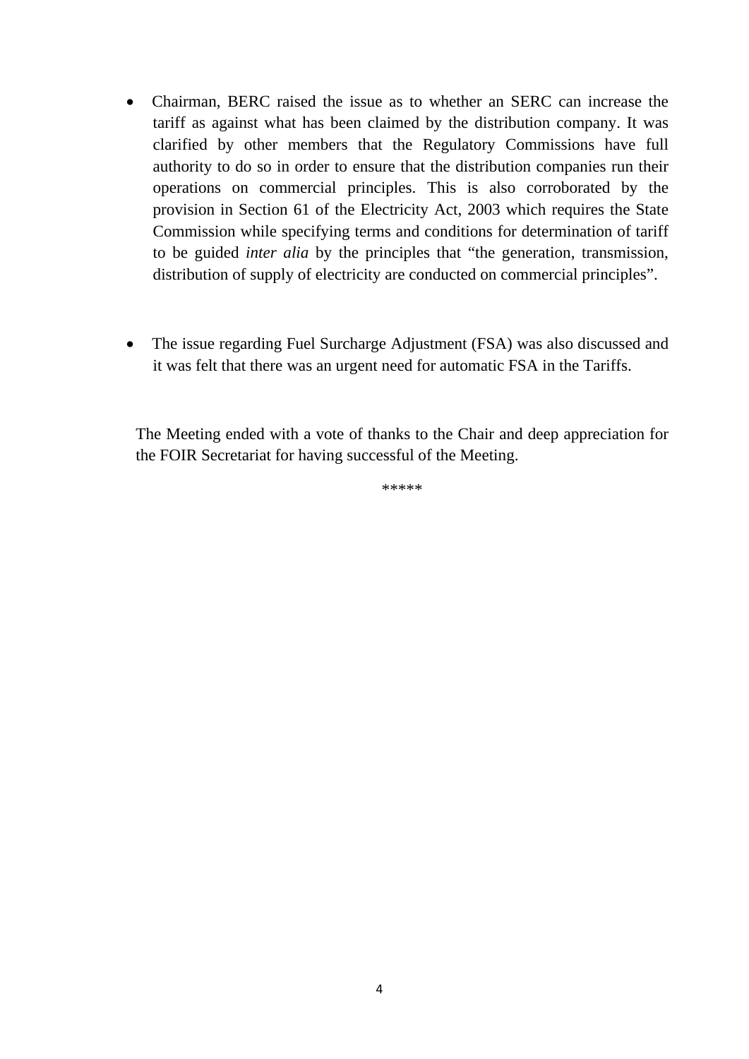- Chairman, BERC raised the issue as to whether an SERC can increase the tariff as against what has been claimed by the distribution company. It was clarified by other members that the Regulatory Commissions have full authority to do so in order to ensure that the distribution companies run their operations on commercial principles. This is also corroborated by the provision in Section 61 of the Electricity Act, 2003 which requires the State Commission while specifying terms and conditions for determination of tariff to be guided *inter alia* by the principles that "the generation, transmission, distribution of supply of electricity are conducted on commercial principles".

- The issue regarding Fuel Surcharge Adjustment (FSA) was also discussed and it was felt that there was an urgent need for automatic FSA in the Tariffs.

The Meeting ended with a vote of thanks to the Chair and deep appreciation for the FOIR Secretariat for having successful of the Meeting.

*****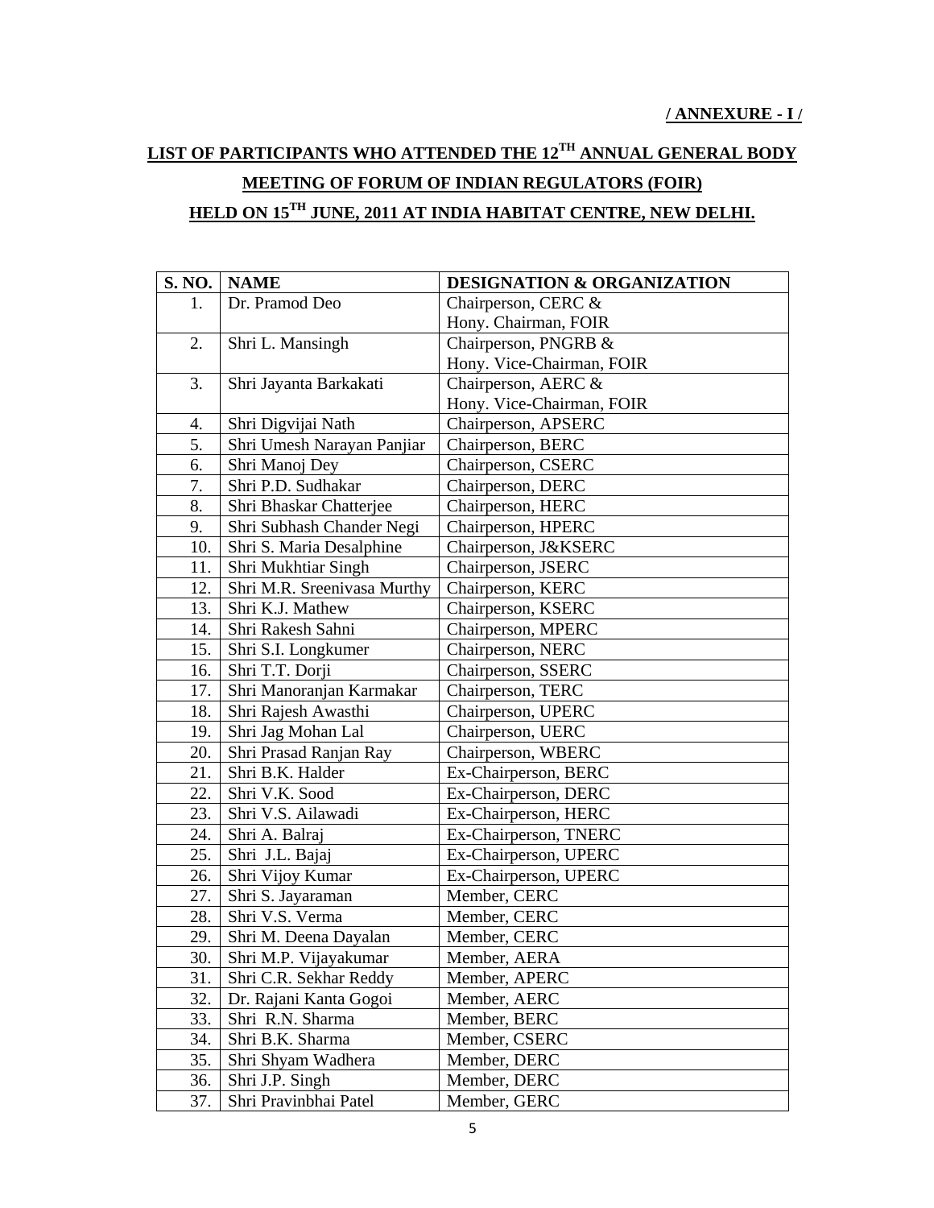**/ ANNEXURE - I /**

# LIST OF PARTICIPANTS WHO ATTENDED THE 12TH ANNUAL GENERAL BODY MEETING OF FORUM OF INDIAN REGULATORS (FOIR) HELD ON 15TH JUNE, 2011 AT INDIA HABITAT CENTRE, NEW DELHI.

| S. NO. | NAME | DESIGNATION & ORGANIZATION |
|---|---|---|
| 1. | Dr. Pramod Deo | Chairperson, CERC & Hony. Chairman, FOIR |
| 2. | Shri L. Mansingh | Chairperson, PNGRB & Hony. Vice-Chairman, FOIR |
| 3. | Shri Jayanta Barkakati | Chairperson, AERC & Hony. Vice-Chairman, FOIR |
| 4. | Shri Digvijai Nath | Chairperson, APSERC |
| 5. | Shri Umesh Narayan Panjiar | Chairperson, BERC |
| 6. | Shri Manoj Dey | Chairperson, CSERC |
| 7. | Shri P.D. Sudhakar | Chairperson, DERC |
| 8. | Shri Bhaskar Chatterjee | Chairperson, HERC |
| 9. | Shri Subhash Chander Negi | Chairperson, HPERC |
| 10. | Shri S. Maria Desalphine | Chairperson, J&KSERC |
| 11. | Shri Mukhtiar Singh | Chairperson, JSERC |
| 12. | Shri M.R. Sreenivasa Murthy | Chairperson, KERC |
| 13. | Shri K.J. Mathew | Chairperson, KSERC |
| 14. | Shri Rakesh Sahni | Chairperson, MPERC |
| 15. | Shri S.I. Longkumer | Chairperson, NERC |
| 16. | Shri T.T. Dorji | Chairperson, SSERC |
| 17. | Shri Manoranjan Karmakar | Chairperson, TERC |
| 18. | Shri Rajesh Awasthi | Chairperson, UPERC |
| 19. | Shri Jag Mohan Lal | Chairperson, UERC |
| 20. | Shri Prasad Ranjan Ray | Chairperson, WBERC |
| 21. | Shri B.K. Halder | Ex-Chairperson, BERC |
| 22. | Shri V.K. Sood | Ex-Chairperson, DERC |
| 23. | Shri V.S. Ailawadi | Ex-Chairperson, HERC |
| 24. | Shri A. Balraj | Ex-Chairperson, TNERC |
| 25. | Shri J.L. Bajaj | Ex-Chairperson, UPERC |
| 26. | Shri Vijoy Kumar | Ex-Chairperson, UPERC |
| 27. | Shri S. Jayaraman | Member, CERC |
| 28. | Shri V.S. Verma | Member, CERC |
| 29. | Shri M. Deena Dayalan | Member, CERC |
| 30. | Shri M.P. Vijayakumar | Member, AERA |
| 31. | Shri C.R. Sekhar Reddy | Member, APERC |
| 32. | Dr. Rajani Kanta Gogoi | Member, AERC |
| 33. | Shri R.N. Sharma | Member, BERC |
| 34. | Shri B.K. Sharma | Member, CSERC |
| 35. | Shri Shyam Wadhera | Member, DERC |
| 36. | Shri J.P. Singh | Member, DERC |
| 37. | Shri Pravinbhai Patel | Member, GERC |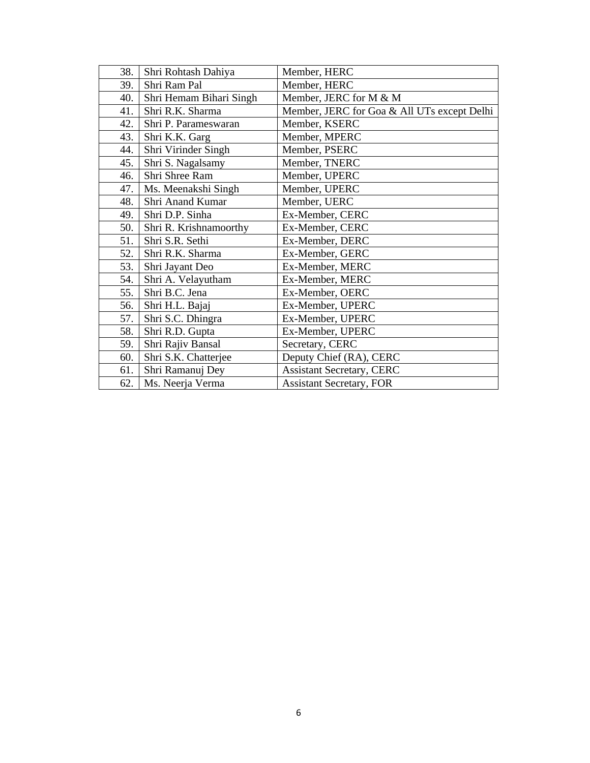| | | |
|---|---|---|
| 38. | Shri Rohtash Dahiya | Member, HERC |
| 39. | Shri Ram Pal | Member, HERC |
| 40. | Shri Hemam Bihari Singh | Member, JERC for M & M |
| 41. | Shri R.K. Sharma | Member, JERC for Goa & All UTs except Delhi |
| 42. | Shri P. Parameswaran | Member, KSERC |
| 43. | Shri K.K. Garg | Member, MPERC |
| 44. | Shri Virinder Singh | Member, PSERC |
| 45. | Shri S. Nagalsamy | Member, TNERC |
| 46. | Shri Shree Ram | Member, UPERC |
| 47. | Ms. Meenakshi Singh | Member, UPERC |
| 48. | Shri Anand Kumar | Member, UERC |
| 49. | Shri D.P. Sinha | Ex-Member, CERC |
| 50. | Shri R. Krishnamoorthy | Ex-Member, CERC |
| 51. | Shri S.R. Sethi | Ex-Member, DERC |
| 52. | Shri R.K. Sharma | Ex-Member, GERC |
| 53. | Shri Jayant Deo | Ex-Member, MERC |
| 54. | Shri A. Velayutham | Ex-Member, MERC |
| 55. | Shri B.C. Jena | Ex-Member, OERC |
| 56. | Shri H.L. Bajaj | Ex-Member, UPERC |
| 57. | Shri S.C. Dhingra | Ex-Member, UPERC |
| 58. | Shri R.D. Gupta | Ex-Member, UPERC |
| 59. | Shri Rajiv Bansal | Secretary, CERC |
| 60. | Shri S.K. Chatterjee | Deputy Chief (RA), CERC |
| 61. | Shri Ramanuj Dey | Assistant Secretary, CERC |
| 62. | Ms. Neerja Verma | Assistant Secretary, FOR |